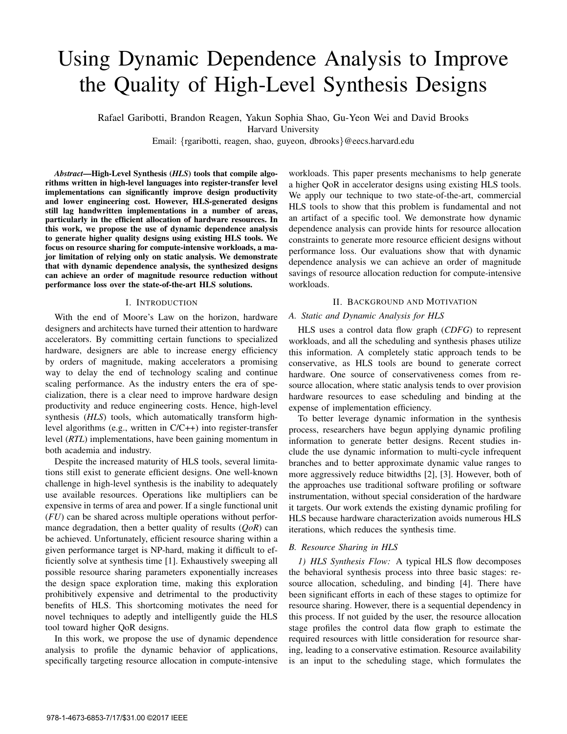# Using Dynamic Dependence Analysis to Improve the Quality of High-Level Synthesis Designs

Rafael Garibotti, Brandon Reagen, Yakun Sophia Shao, Gu-Yeon Wei and David Brooks
Harvard University
Email: {rgaribotti, reagen, shao, guyeon, dbrooks}@eecs.harvard.edu

***Abstract*—High-Level Synthesis (*HLS*) tools that compile algorithms written in high-level languages into register-transfer level implementations can significantly improve design productivity and lower engineering cost. However, HLS-generated designs still lag handwritten implementations in a number of areas, particularly in the efficient allocation of hardware resources. In this work, we propose the use of dynamic dependence analysis to generate higher quality designs using existing HLS tools. We focus on resource sharing for compute-intensive workloads, a major limitation of relying only on static analysis. We demonstrate that with dynamic dependence analysis, the synthesized designs can achieve an order of magnitude resource reduction without performance loss over the state-of-the-art HLS solutions.**

## I. Introduction

With the end of Moore's Law on the horizon, hardware designers and architects have turned their attention to hardware accelerators. By committing certain functions to specialized hardware, designers are able to increase energy efficiency by orders of magnitude, making accelerators a promising way to delay the end of technology scaling and continue scaling performance. As the industry enters the era of specialization, there is a clear need to improve hardware design productivity and reduce engineering costs. Hence, high-level synthesis (*HLS*) tools, which automatically transform high-level algorithms (e.g., written in C/C++) into register-transfer level (*RTL*) implementations, have been gaining momentum in both academia and industry.

Despite the increased maturity of HLS tools, several limitations still exist to generate efficient designs. One well-known challenge in high-level synthesis is the inability to adequately use available resources. Operations like multipliers can be expensive in terms of area and power. If a single functional unit (*FU*) can be shared across multiple operations without performance degradation, then a better quality of results (*QoR*) can be achieved. Unfortunately, efficient resource sharing within a given performance target is NP-hard, making it difficult to efficiently solve at synthesis time [1]. Exhaustively sweeping all possible resource sharing parameters exponentially increases the design space exploration time, making this exploration prohibitively expensive and detrimental to the productivity benefits of HLS. This shortcoming motivates the need for novel techniques to adeptly and intelligently guide the HLS tool toward higher QoR designs.

In this work, we propose the use of dynamic dependence analysis to profile the dynamic behavior of applications, specifically targeting resource allocation in compute-intensive workloads. This paper presents mechanisms to help generate a higher QoR in accelerator designs using existing HLS tools. We apply our technique to two state-of-the-art, commercial HLS tools to show that this problem is fundamental and not an artifact of a specific tool. We demonstrate how dynamic dependence analysis can provide hints for resource allocation constraints to generate more resource efficient designs without performance loss. Our evaluations show that with dynamic dependence analysis we can achieve an order of magnitude savings of resource allocation reduction for compute-intensive workloads.

## II. Background and Motivation

### A. Static and Dynamic Analysis for HLS

HLS uses a control data flow graph (*CDFG*) to represent workloads, and all the scheduling and synthesis phases utilize this information. A completely static approach tends to be conservative, as HLS tools are bound to generate correct hardware. One source of conservativeness comes from resource allocation, where static analysis tends to over provision hardware resources to ease scheduling and binding at the expense of implementation efficiency.

To better leverage dynamic information in the synthesis process, researchers have begun applying dynamic profiling information to generate better designs. Recent studies include the use dynamic information to multi-cycle infrequent branches and to better approximate dynamic value ranges to more aggressively reduce bitwidths [2], [3]. However, both of the approaches use traditional software profiling or software instrumentation, without special consideration of the hardware it targets. Our work extends the existing dynamic profiling for HLS because hardware characterization avoids numerous HLS iterations, which reduces the synthesis time.

### B. Resource Sharing in HLS

*1) HLS Synthesis Flow:* A typical HLS flow decomposes the behavioral synthesis process into three basic stages: resource allocation, scheduling, and binding [4]. There have been significant efforts in each of these stages to optimize for resource sharing. However, there is a sequential dependency in this process. If not guided by the user, the resource allocation stage profiles the control data flow graph to estimate the required resources with little consideration for resource sharing, leading to a conservative estimation. Resource availability is an input to the scheduling stage, which formulates the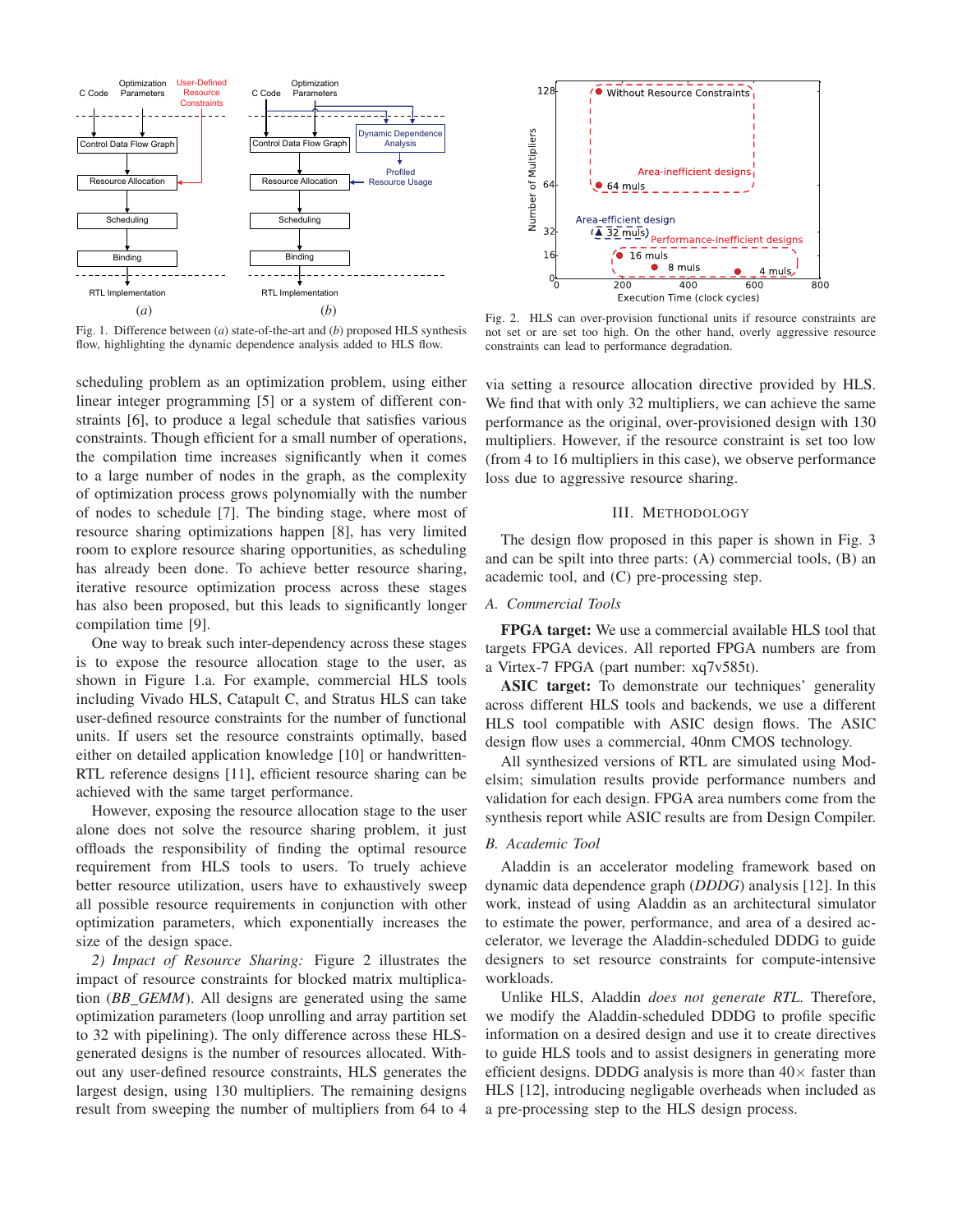Fig. 1. Difference between (*a*) state-of-the-art and (*b*) proposed HLS synthesis flow, highlighting the dynamic dependence analysis added to HLS flow.

Fig. 2. HLS can over-provision functional units if resource constraints are not set or are set too high. On the other hand, overly aggressive resource constraints can lead to performance degradation.

scheduling problem as an optimization problem, using either linear integer programming [5] or a system of different constraints [6], to produce a legal schedule that satisfies various constraints. Though efficient for a small number of operations, the compilation time increases significantly when it comes to a large number of nodes in the graph, as the complexity of optimization process grows polynomially with the number of nodes to schedule [7]. The binding stage, where most of resource sharing optimizations happen [8], has very limited room to explore resource sharing opportunities, as scheduling has already been done. To achieve better resource sharing, iterative resource optimization process across these stages has also been proposed, but this leads to significantly longer compilation time [9].

One way to break such inter-dependency across these stages is to expose the resource allocation stage to the user, as shown in Figure 1.a. For example, commercial HLS tools including Vivado HLS, Catapult C, and Stratus HLS can take user-defined resource constraints for the number of functional units. If users set the resource constraints optimally, based either on detailed application knowledge [10] or handwritten-RTL reference designs [11], efficient resource sharing can be achieved with the same target performance.

However, exposing the resource allocation stage to the user alone does not solve the resource sharing problem, it just offloads the responsibility of finding the optimal resource requirement from HLS tools to users. To truely achieve better resource utilization, users have to exhaustively sweep all possible resource requirements in conjunction with other optimization parameters, which exponentially increases the size of the design space.

*2) Impact of Resource Sharing:* Figure 2 illustrates the impact of resource constraints for blocked matrix multiplication (*BB_GEMM*). All designs are generated using the same optimization parameters (loop unrolling and array partition set to 32 with pipelining). The only difference across these HLS-generated designs is the number of resources allocated. Without any user-defined resource constraints, HLS generates the largest design, using 130 multipliers. The remaining designs result from sweeping the number of multipliers from 64 to 4 via setting a resource allocation directive provided by HLS. We find that with only 32 multipliers, we can achieve the same performance as the original, over-provisioned design with 130 multipliers. However, if the resource constraint is set too low (from 4 to 16 multipliers in this case), we observe performance loss due to aggressive resource sharing.

## III. Methodology

The design flow proposed in this paper is shown in Fig. 3 and can be spilt into three parts: (A) commercial tools, (B) an academic tool, and (C) pre-processing step.

### A. Commercial Tools

**FPGA target:** We use a commercial available HLS tool that targets FPGA devices. All reported FPGA numbers are from a Virtex-7 FPGA (part number: xq7v585t).

**ASIC target:** To demonstrate our techniques' generality across different HLS tools and backends, we use a different HLS tool compatible with ASIC design flows. The ASIC design flow uses a commercial, 40nm CMOS technology.

All synthesized versions of RTL are simulated using Modelsim; simulation results provide performance numbers and validation for each design. FPGA area numbers come from the synthesis report while ASIC results are from Design Compiler.

### B. Academic Tool

Aladdin is an accelerator modeling framework based on dynamic data dependence graph (*DDDG*) analysis [12]. In this work, instead of using Aladdin as an architectural simulator to estimate the power, performance, and area of a desired accelerator, we leverage the Aladdin-scheduled DDDG to guide designers to set resource constraints for compute-intensive workloads.

Unlike HLS, Aladdin *does not generate RTL*. Therefore, we modify the Aladdin-scheduled DDDG to profile specific information on a desired design and use it to create directives to guide HLS tools and to assist designers in generating more efficient designs. DDDG analysis is more than 40× faster than HLS [12], introducing negligable overheads when included as a pre-processing step to the HLS design process.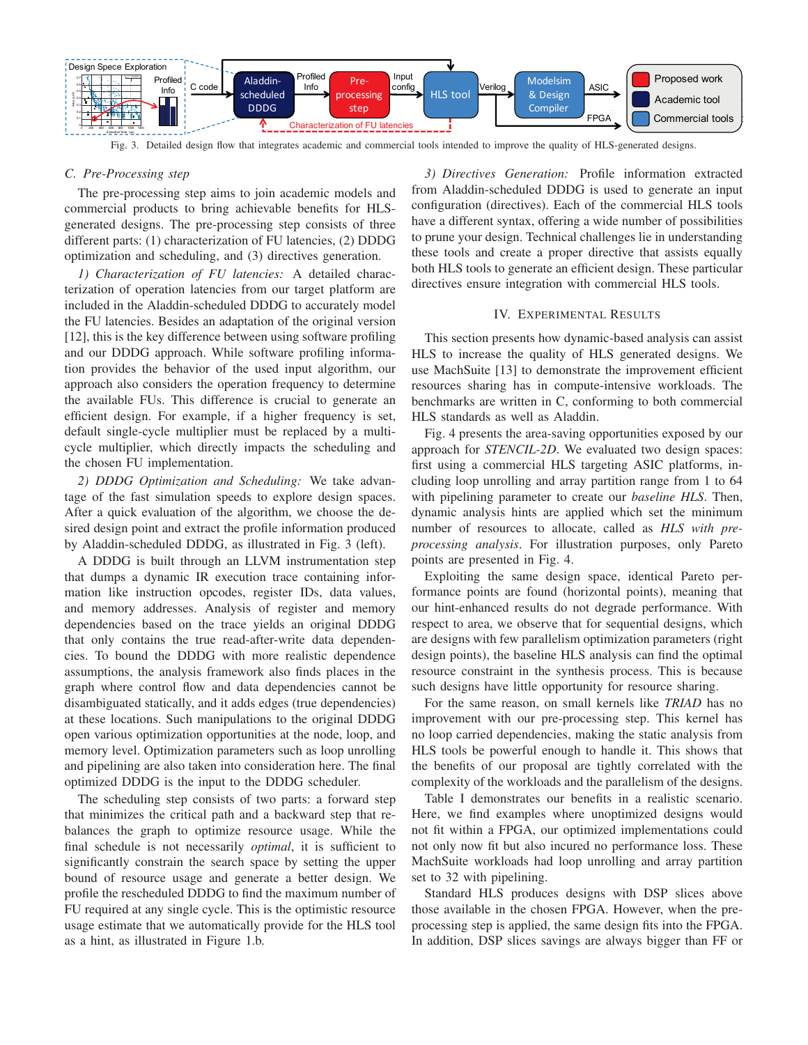Fig. 3. Detailed design flow that integrates academic and commercial tools intended to improve the quality of HLS-generated designs.

### C. Pre-Processing step

The pre-processing step aims to join academic models and commercial products to bring achievable benefits for HLS-generated designs. The pre-processing step consists of three different parts: (1) characterization of FU latencies, (2) DDDG optimization and scheduling, and (3) directives generation.

*1) Characterization of FU latencies:* A detailed characterization of operation latencies from our target platform are included in the Aladdin-scheduled DDDG to accurately model the FU latencies. Besides an adaptation of the original version [12], this is the key difference between using software profiling and our DDDG approach. While software profiling information provides the behavior of the used input algorithm, our approach also considers the operation frequency to determine the available FUs. This difference is crucial to generate an efficient design. For example, if a higher frequency is set, default single-cycle multiplier must be replaced by a multi-cycle multiplier, which directly impacts the scheduling and the chosen FU implementation.

*2) DDDG Optimization and Scheduling:* We take advantage of the fast simulation speeds to explore design spaces. After a quick evaluation of the algorithm, we choose the desired design point and extract the profile information produced by Aladdin-scheduled DDDG, as illustrated in Fig. 3 (left).

A DDDG is built through an LLVM instrumentation step that dumps a dynamic IR execution trace containing information like instruction opcodes, register IDs, data values, and memory addresses. Analysis of register and memory dependencies based on the trace yields an original DDDG that only contains the true read-after-write data dependencies. To bound the DDDG with more realistic dependence assumptions, the analysis framework also finds places in the graph where control flow and data dependencies cannot be disambiguated statically, and it adds edges (true dependencies) at these locations. Such manipulations to the original DDDG open various optimization opportunities at the node, loop, and memory level. Optimization parameters such as loop unrolling and pipelining are also taken into consideration here. The final optimized DDDG is the input to the DDDG scheduler.

The scheduling step consists of two parts: a forward step that minimizes the critical path and a backward step that rebalances the graph to optimize resource usage. While the final schedule is not necessarily *optimal*, it is sufficient to significantly constrain the search space by setting the upper bound of resource usage and generate a better design. We profile the rescheduled DDDG to find the maximum number of FU required at any single cycle. This is the optimistic resource usage estimate that we automatically provide for the HLS tool as a hint, as illustrated in Figure 1.b.

*3) Directives Generation:* Profile information extracted from Aladdin-scheduled DDDG is used to generate an input configuration (directives). Each of the commercial HLS tools have a different syntax, offering a wide number of possibilities to prune your design. Technical challenges lie in understanding these tools and create a proper directive that assists equally both HLS tools to generate an efficient design. These particular directives ensure integration with commercial HLS tools.

## IV. Experimental Results

This section presents how dynamic-based analysis can assist HLS to increase the quality of HLS generated designs. We use MachSuite [13] to demonstrate the improvement efficient resources sharing has in compute-intensive workloads. The benchmarks are written in C, conforming to both commercial HLS standards as well as Aladdin.

Fig. 4 presents the area-saving opportunities exposed by our approach for *STENCIL-2D*. We evaluated two design spaces: first using a commercial HLS targeting ASIC platforms, including loop unrolling and array partition range from 1 to 64 with pipelining parameter to create our *baseline HLS*. Then, dynamic analysis hints are applied which set the minimum number of resources to allocate, called as *HLS with pre-processing analysis*. For illustration purposes, only Pareto points are presented in Fig. 4.

Exploiting the same design space, identical Pareto performance points are found (horizontal points), meaning that our hint-enhanced results do not degrade performance. With respect to area, we observe that for sequential designs, which are designs with few parallelism optimization parameters (right design points), the baseline HLS analysis can find the optimal resource constraint in the synthesis process. This is because such designs have little opportunity for resource sharing.

For the same reason, on small kernels like *TRIAD* has no improvement with our pre-processing step. This kernel has no loop carried dependencies, making the static analysis from HLS tools be powerful enough to handle it. This shows that the benefits of our proposal are tightly correlated with the complexity of the workloads and the parallelism of the designs.

Table I demonstrates our benefits in a realistic scenario. Here, we find examples where unoptimized designs would not fit within a FPGA, our optimized implementations could not only now fit but also incured no performance loss. These MachSuite workloads had loop unrolling and array partition set to 32 with pipelining.

Standard HLS produces designs with DSP slices above those available in the chosen FPGA. However, when the pre-processing step is applied, the same design fits into the FPGA. In addition, DSP slices savings are always bigger than FF or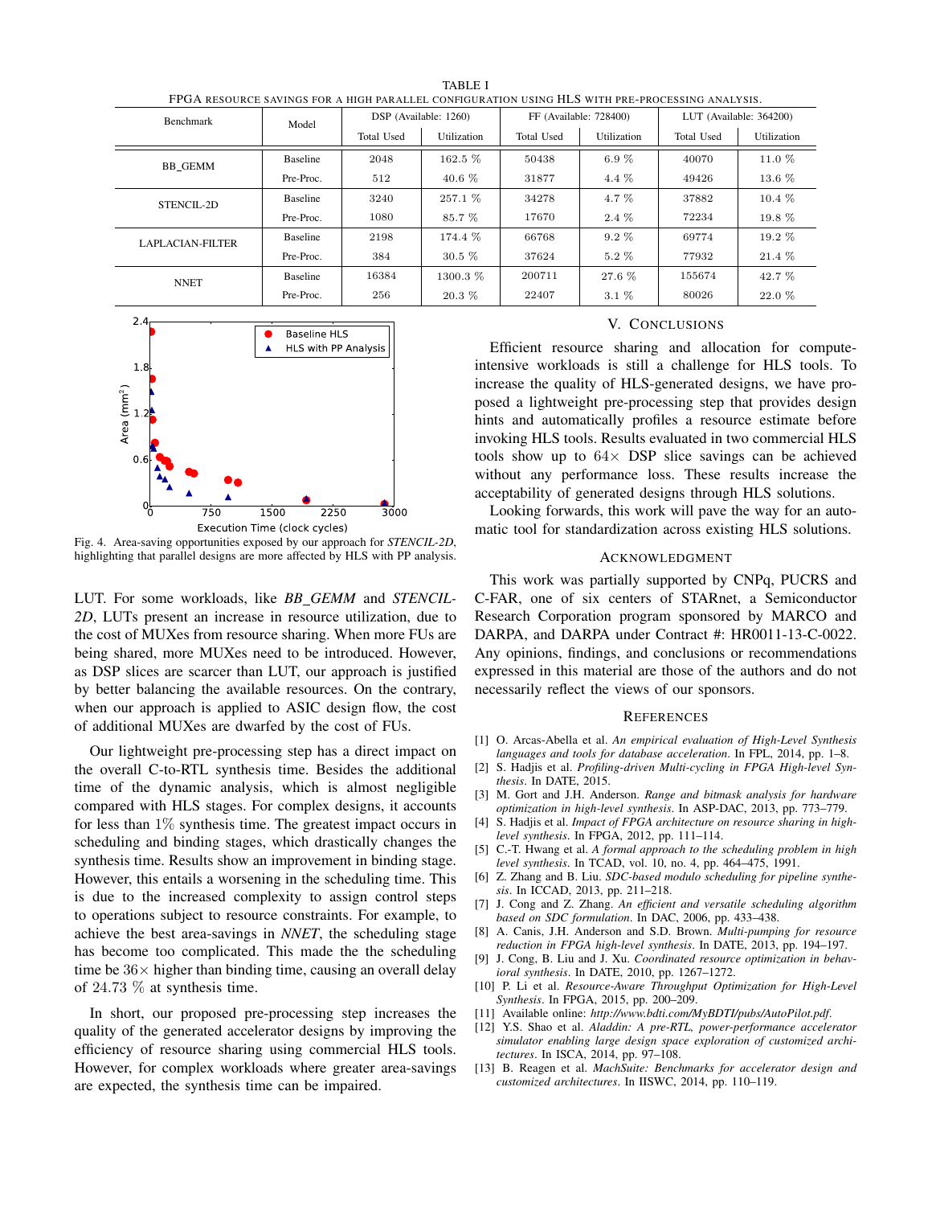TABLE I

FPGA RESOURCE SAVINGS FOR A HIGH PARALLEL CONFIGURATION USING HLS WITH PRE-PROCESSING ANALYSIS.

| Benchmark | Model | DSP (Available: 1260) | | FF (Available: 728400) | | LUT (Available: 364200) | |
|---|---|---|---|---|---|---|---|
| | | Total Used | Utilization | Total Used | Utilization | Total Used | Utilization |
| BB_GEMM | Baseline | 2048 | 162.5 % | 50438 | 6.9 % | 40070 | 11.0 % |
| | Pre-Proc. | 512 | 40.6 % | 31877 | 4.4 % | 49426 | 13.6 % |
| STENCIL-2D | Baseline | 3240 | 257.1 % | 34278 | 4.7 % | 37882 | 10.4 % |
| | Pre-Proc. | 1080 | 85.7 % | 17670 | 2.4 % | 72234 | 19.8 % |
| LAPLACIAN-FILTER | Baseline | 2198 | 174.4 % | 66768 | 9.2 % | 69774 | 19.2 % |
| | Pre-Proc. | 384 | 30.5 % | 37624 | 5.2 % | 77932 | 21.4 % |
| NNET | Baseline | 16384 | 1300.3 % | 200711 | 27.6 % | 155674 | 42.7 % |
| | Pre-Proc. | 256 | 20.3 % | 22407 | 3.1 % | 80026 | 22.0 % |

Baseline HLS
HLS with PP Analysis
Area (mm$^2$)
Execution Time (clock cycles)
0
0.6
1.2
1.8
2.4
0
750
1500
2250
3000

Fig. 4. Area-saving opportunities exposed by our approach for *STENCIL-2D*, highlighting that parallel designs are more affected by HLS with PP analysis.

LUT. For some workloads, like *BB_GEMM* and *STENCIL-2D*, LUTs present an increase in resource utilization, due to the cost of MUXes from resource sharing. When more FUs are being shared, more MUXes need to be introduced. However, as DSP slices are scarcer than LUT, our approach is justified by better balancing the available resources. On the contrary, when our approach is applied to ASIC design flow, the cost of additional MUXes are dwarfed by the cost of FUs.

Our lightweight pre-processing step has a direct impact on the overall C-to-RTL synthesis time. Besides the additional time of the dynamic analysis, which is almost negligible compared with HLS stages. For complex designs, it accounts for less than 1% synthesis time. The greatest impact occurs in scheduling and binding stages, which drastically changes the synthesis time. Results show an improvement in binding stage. However, this entails a worsening in the scheduling time. This is due to the increased complexity to assign control steps to operations subject to resource constraints. For example, to achieve the best area-savings in *NNET*, the scheduling stage has become too complicated. This made the the scheduling time be 36× higher than binding time, causing an overall delay of 24.73 % at synthesis time.

In short, our proposed pre-processing step increases the quality of the generated accelerator designs by improving the efficiency of resource sharing using commercial HLS tools. However, for complex workloads where greater area-savings are expected, the synthesis time can be impaired.

## V. CONCLUSIONS

Efficient resource sharing and allocation for compute-intensive workloads is still a challenge for HLS tools. To increase the quality of HLS-generated designs, we have proposed a lightweight pre-processing step that provides design hints and automatically profiles a resource estimate before invoking HLS tools. Results evaluated in two commercial HLS tools show up to 64× DSP slice savings can be achieved without any performance loss. These results increase the acceptability of generated designs through HLS solutions.

Looking forwards, this work will pave the way for an automatic tool for standardization across existing HLS solutions.

## ACKNOWLEDGMENT

This work was partially supported by CNPq, PUCRS and C-FAR, one of six centers of STARnet, a Semiconductor Research Corporation program sponsored by MARCO and DARPA, and DARPA under Contract #: HR0011-13-C-0022. Any opinions, findings, and conclusions or recommendations expressed in this material are those of the authors and do not necessarily reflect the views of our sponsors.

## REFERENCES

[1] O. Arcas-Abella et al. *An empirical evaluation of High-Level Synthesis languages and tools for database acceleration*. In FPL, 2014, pp. 1–8.

[2] S. Hadjis et al. *Profiling-driven Multi-cycling in FPGA High-level Synthesis*. In DATE, 2015.

[3] M. Gort and J.H. Anderson. *Range and bitmask analysis for hardware optimization in high-level synthesis*. In ASP-DAC, 2013, pp. 773–779.

[4] S. Hadjis et al. *Impact of FPGA architecture on resource sharing in high-level synthesis*. In FPGA, 2012, pp. 111–114.

[5] C.-T. Hwang et al. *A formal approach to the scheduling problem in high level synthesis*. In TCAD, vol. 10, no. 4, pp. 464–475, 1991.

[6] Z. Zhang and B. Liu. *SDC-based modulo scheduling for pipeline synthesis*. In ICCAD, 2013, pp. 211–218.

[7] J. Cong and Z. Zhang. *An efficient and versatile scheduling algorithm based on SDC formulation*. In DAC, 2006, pp. 433–438.

[8] A. Canis, J.H. Anderson and S.D. Brown. *Multi-pumping for resource reduction in FPGA high-level synthesis*. In DATE, 2013, pp. 194–197.

[9] J. Cong, B. Liu and J. Xu. *Coordinated resource optimization in behavioral synthesis*. In DATE, 2010, pp. 1267–1272.

[10] P. Li et al. *Resource-Aware Throughput Optimization for High-Level Synthesis*. In FPGA, 2015, pp. 200–209.

[11] Available online: *http://www.bdti.com/MyBDTI/pubs/AutoPilot.pdf*.

[12] Y.S. Shao et al. *Aladdin: A pre-RTL, power-performance accelerator simulator enabling large design space exploration of customized architectures*. In ISCA, 2014, pp. 97–108.

[13] B. Reagen et al. *MachSuite: Benchmarks for accelerator design and customized architectures*. In IISWC, 2014, pp. 110–119.